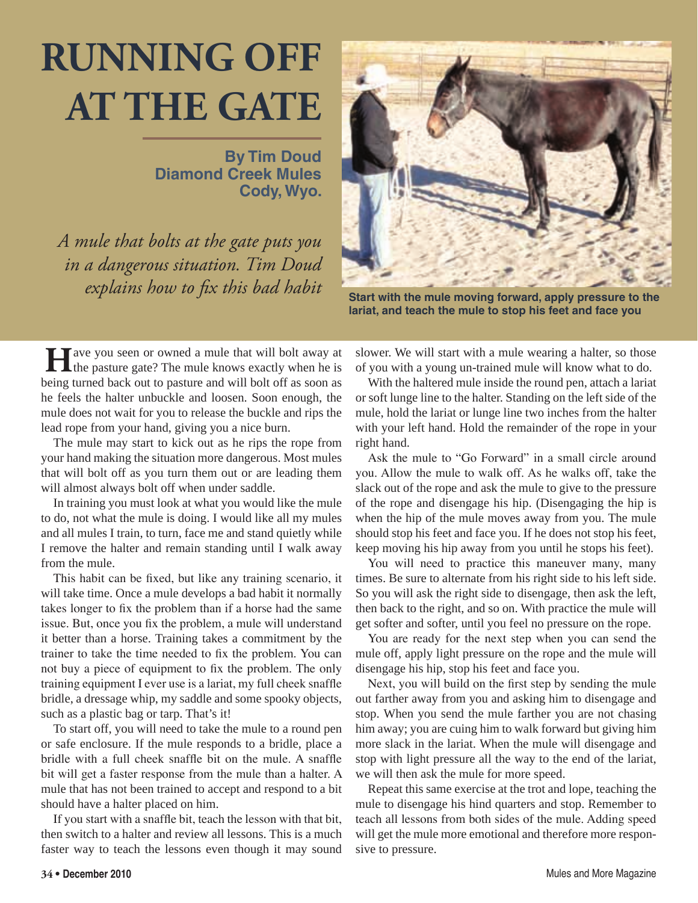# RUNNING OFF AT THE GATE

**By Tim Doud**
**Diamond Creek Mules**
**Cody, Wyo.**

*A mule that bolts at the gate puts you in a dangerous situation. Tim Doud explains how to fix this bad habit*

**Start with the mule moving forward, apply pressure to the lariat, and teach the mule to stop his feet and face you**

Have you seen or owned a mule that will bolt away at the pasture gate? The mule knows exactly when he is being turned back out to pasture and will bolt off as soon as he feels the halter unbuckle and loosen. Soon enough, the mule does not wait for you to release the buckle and rips the lead rope from your hand, giving you a nice burn.

The mule may start to kick out as he rips the rope from your hand making the situation more dangerous. Most mules that will bolt off as you turn them out or are leading them will almost always bolt off when under saddle.

In training you must look at what you would like the mule to do, not what the mule is doing. I would like all my mules and all mules I train, to turn, face me and stand quietly while I remove the halter and remain standing until I walk away from the mule.

This habit can be fixed, but like any training scenario, it will take time. Once a mule develops a bad habit it normally takes longer to fix the problem than if a horse had the same issue. But, once you fix the problem, a mule will understand it better than a horse. Training takes a commitment by the trainer to take the time needed to fix the problem. You can not buy a piece of equipment to fix the problem. The only training equipment I ever use is a lariat, my full cheek snaffle bridle, a dressage whip, my saddle and some spooky objects, such as a plastic bag or tarp. That's it!

To start off, you will need to take the mule to a round pen or safe enclosure. If the mule responds to a bridle, place a bridle with a full cheek snaffle bit on the mule. A snaffle bit will get a faster response from the mule than a halter. A mule that has not been trained to accept and respond to a bit should have a halter placed on him.

If you start with a snaffle bit, teach the lesson with that bit, then switch to a halter and review all lessons. This is a much faster way to teach the lessons even though it may sound slower. We will start with a mule wearing a halter, so those of you with a young un-trained mule will know what to do.

With the haltered mule inside the round pen, attach a lariat or soft lunge line to the halter. Standing on the left side of the mule, hold the lariat or lunge line two inches from the halter with your left hand. Hold the remainder of the rope in your right hand.

Ask the mule to "Go Forward" in a small circle around you. Allow the mule to walk off. As he walks off, take the slack out of the rope and ask the mule to give to the pressure of the rope and disengage his hip. (Disengaging the hip is when the hip of the mule moves away from you. The mule should stop his feet and face you. If he does not stop his feet, keep moving his hip away from you until he stops his feet).

You will need to practice this maneuver many, many times. Be sure to alternate from his right side to his left side. So you will ask the right side to disengage, then ask the left, then back to the right, and so on. With practice the mule will get softer and softer, until you feel no pressure on the rope.

You are ready for the next step when you can send the mule off, apply light pressure on the rope and the mule will disengage his hip, stop his feet and face you.

Next, you will build on the first step by sending the mule out farther away from you and asking him to disengage and stop. When you send the mule farther you are not chasing him away; you are cuing him to walk forward but giving him more slack in the lariat. When the mule will disengage and stop with light pressure all the way to the end of the lariat, we will then ask the mule for more speed.

Repeat this same exercise at the trot and lope, teaching the mule to disengage his hind quarters and stop. Remember to teach all lessons from both sides of the mule. Adding speed will get the mule more emotional and therefore more responsive to pressure.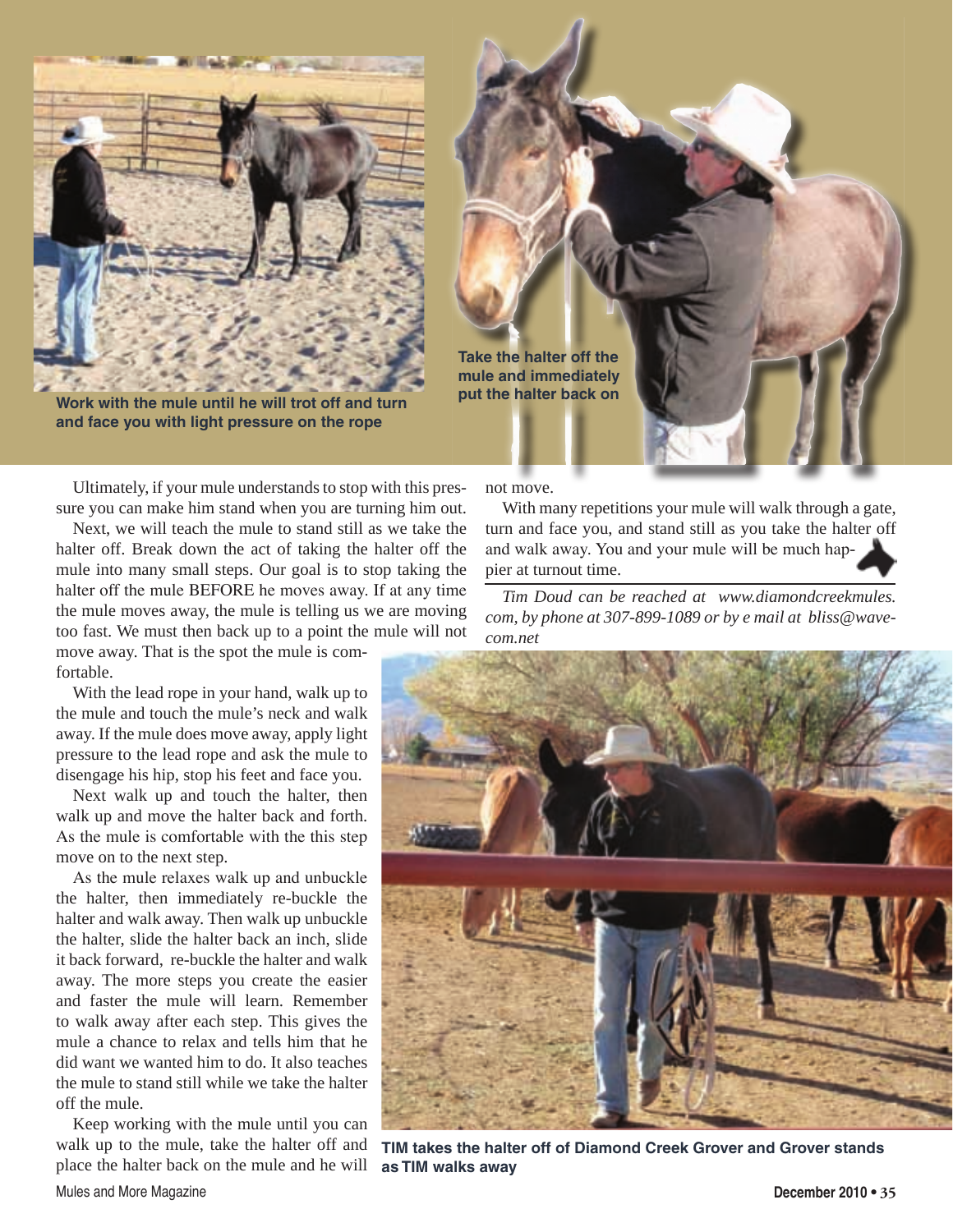Work with the mule until he will trot off and turn and face you with light pressure on the rope

Take the halter off the mule and immediately put the halter back on

Ultimately, if your mule understands to stop with this pressure you can make him stand when you are turning him out.

Next, we will teach the mule to stand still as we take the halter off. Break down the act of taking the halter off the mule into many small steps. Our goal is to stop taking the halter off the mule BEFORE he moves away. If at any time the mule moves away, the mule is telling us we are moving too fast. We must then back up to a point the mule will not move away. That is the spot the mule is comfortable.

With the lead rope in your hand, walk up to the mule and touch the mule's neck and walk away. If the mule does move away, apply light pressure to the lead rope and ask the mule to disengage his hip, stop his feet and face you.

Next walk up and touch the halter, then walk up and move the halter back and forth. As the mule is comfortable with the this step move on to the next step.

As the mule relaxes walk up and unbuckle the halter, then immediately re-buckle the halter and walk away. Then walk up unbuckle the halter, slide the halter back an inch, slide it back forward, re-buckle the halter and walk away. The more steps you create the easier and faster the mule will learn. Remember to walk away after each step. This gives the mule a chance to relax and tells him that he did want we wanted him to do. It also teaches the mule to stand still while we take the halter off the mule.

Keep working with the mule until you can walk up to the mule, take the halter off and place the halter back on the mule and he will not move.

With many repetitions your mule will walk through a gate, turn and face you, and stand still as you take the halter off and walk away. You and your mule will be much happier at turnout time.

*Tim Doud can be reached at www.diamondcreekmules.com, by phone at 307-899-1089 or by e mail at bliss@wavecom.net*

TIM takes the halter off of Diamond Creek Grover and Grover stands as TIM walks away